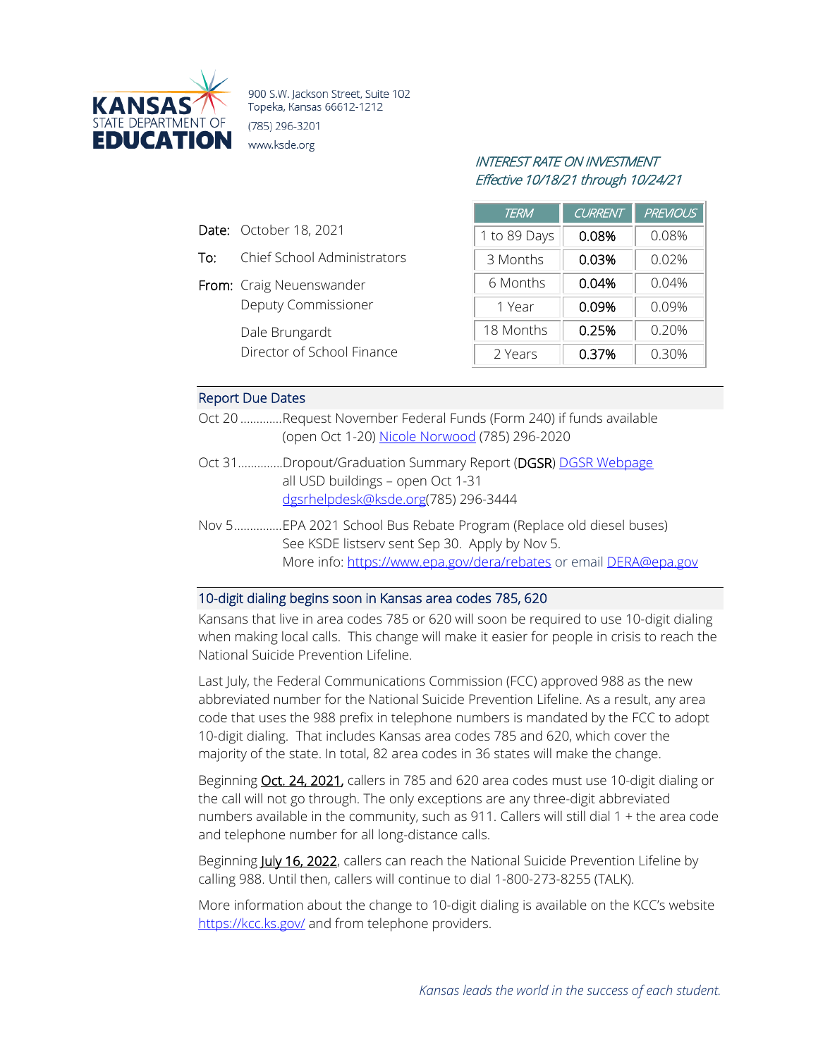KANSAS STATE DEPARTMENT OF EDUCATION

900 S.W. Jackson Street, Suite 102
Topeka, Kansas 66612-1212
(785) 296-3201
www.ksde.org

*INTEREST RATE ON INVESTMENT*
*Effective 10/18/21 through 10/24/21*

| TERM | CURRENT | PREVIOUS |
|---|---|---|
| 1 to 89 Days | 0.08% | 0.08% |
| 3 Months | 0.03% | 0.02% |
| 6 Months | 0.04% | 0.04% |
| 1 Year | 0.09% | 0.09% |
| 18 Months | 0.25% | 0.20% |
| 2 Years | 0.37% | 0.30% |

**Date:** October 18, 2021

**To:** Chief School Administrators

**From:** Craig Neuenswander
Deputy Commissioner

Dale Brungardt
Director of School Finance

## Report Due Dates

Oct 20 .............Request November Federal Funds (Form 240) if funds available
(open Oct 1-20) Nicole Norwood (785) 296-2020

Oct 31.............Dropout/Graduation Summary Report (DGSR) DGSR Webpage
all USD buildings – open Oct 1-31
dgsrhelpdesk@ksde.org(785) 296-3444

Nov 5...............EPA 2021 School Bus Rebate Program (Replace old diesel buses)
See KSDE listserv sent Sep 30. Apply by Nov 5.
More info: https://www.epa.gov/dera/rebates or email DERA@epa.gov

## 10-digit dialing begins soon in Kansas area codes 785, 620

Kansans that live in area codes 785 or 620 will soon be required to use 10-digit dialing when making local calls. This change will make it easier for people in crisis to reach the National Suicide Prevention Lifeline.

Last July, the Federal Communications Commission (FCC) approved 988 as the new abbreviated number for the National Suicide Prevention Lifeline. As a result, any area code that uses the 988 prefix in telephone numbers is mandated by the FCC to adopt 10-digit dialing. That includes Kansas area codes 785 and 620, which cover the majority of the state. In total, 82 area codes in 36 states will make the change.

Beginning Oct. 24, 2021, callers in 785 and 620 area codes must use 10-digit dialing or the call will not go through. The only exceptions are any three-digit abbreviated numbers available in the community, such as 911. Callers will still dial 1 + the area code and telephone number for all long-distance calls.

Beginning July 16, 2022, callers can reach the National Suicide Prevention Lifeline by calling 988. Until then, callers will continue to dial 1-800-273-8255 (TALK).

More information about the change to 10-digit dialing is available on the KCC's website https://kcc.ks.gov/ and from telephone providers.

*Kansas leads the world in the success of each student.*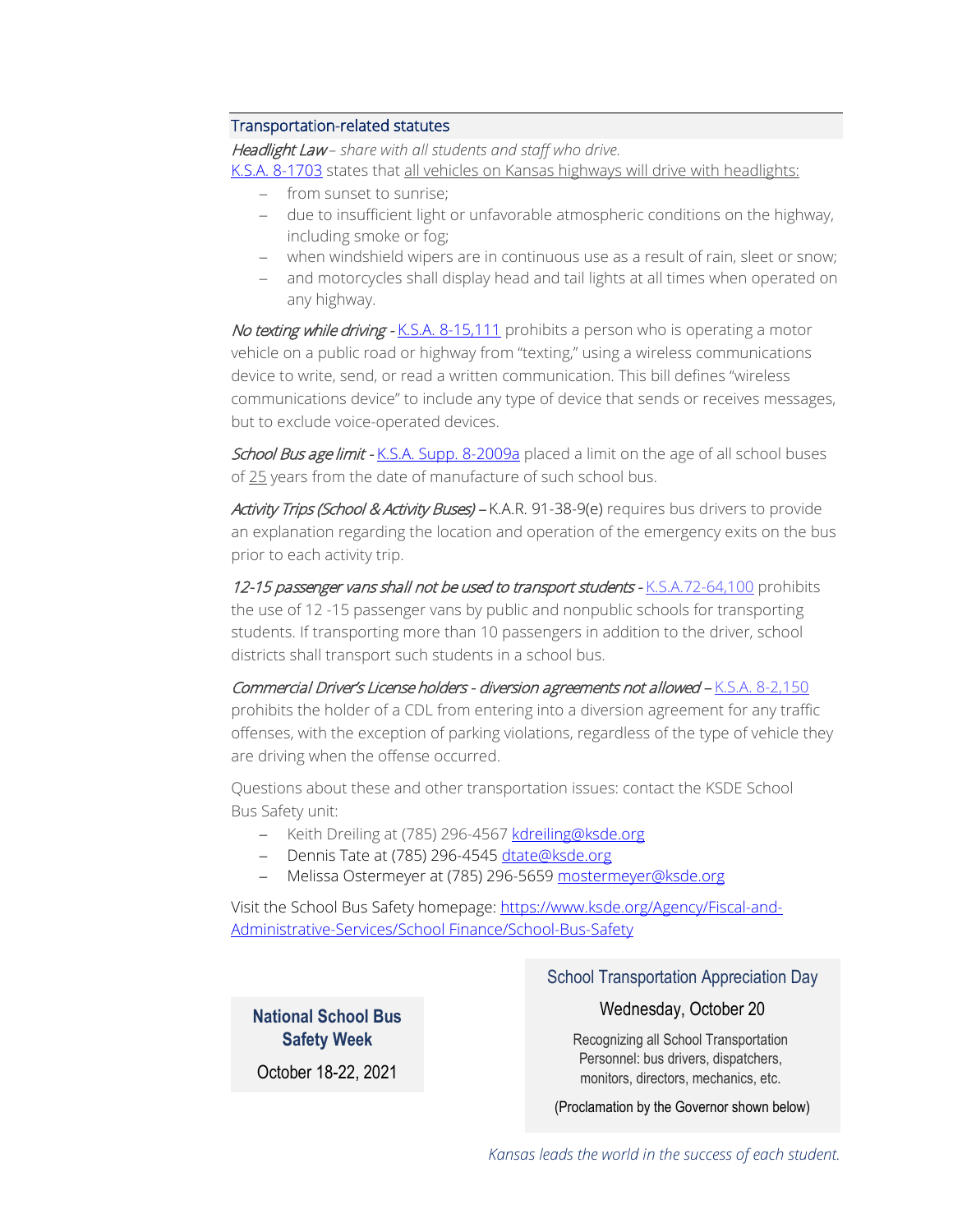## Transportation-related statutes

*Headlight Law – share with all students and staff who drive.*

[K.S.A. 8-1703](K.S.A. 8-1703) states that all vehicles on Kansas highways will drive with headlights:

- from sunset to sunrise;
- due to insufficient light or unfavorable atmospheric conditions on the highway, including smoke or fog;
- when windshield wipers are in continuous use as a result of rain, sleet or snow;
- and motorcycles shall display head and tail lights at all times when operated on any highway.

*No texting while driving* - K.S.A. 8-15,111 prohibits a person who is operating a motor vehicle on a public road or highway from "texting," using a wireless communications device to write, send, or read a written communication. This bill defines "wireless communications device" to include any type of device that sends or receives messages, but to exclude voice-operated devices.

*School Bus age limit* - K.S.A. Supp. 8-2009a placed a limit on the age of all school buses of 25 years from the date of manufacture of such school bus.

*Activity Trips (School & Activity Buses)* – K.A.R. 91-38-9(e) requires bus drivers to provide an explanation regarding the location and operation of the emergency exits on the bus prior to each activity trip.

*12-15 passenger vans shall not be used to transport students* - K.S.A.72-64,100 prohibits the use of 12 -15 passenger vans by public and nonpublic schools for transporting students. If transporting more than 10 passengers in addition to the driver, school districts shall transport such students in a school bus.

*Commercial Driver's License holders - diversion agreements not allowed* – K.S.A. 8-2,150 prohibits the holder of a CDL from entering into a diversion agreement for any traffic offenses, with the exception of parking violations, regardless of the type of vehicle they are driving when the offense occurred.

Questions about these and other transportation issues: contact the KSDE School Bus Safety unit:

- Keith Dreiling at (785) 296-4567 kdreiling@ksde.org
- Dennis Tate at (785) 296-4545 dtate@ksde.org
- Melissa Ostermeyer at (785) 296-5659 mostermeyer@ksde.org

Visit the School Bus Safety homepage: https://www.ksde.org/Agency/Fiscal-and-Administrative-Services/School Finance/School-Bus-Safety

**National School Bus Safety Week**

October 18-22, 2021

**School Transportation Appreciation Day**

Wednesday, October 20

Recognizing all School Transportation Personnel: bus drivers, dispatchers, monitors, directors, mechanics, etc.

(Proclamation by the Governor shown below)

*Kansas leads the world in the success of each student.*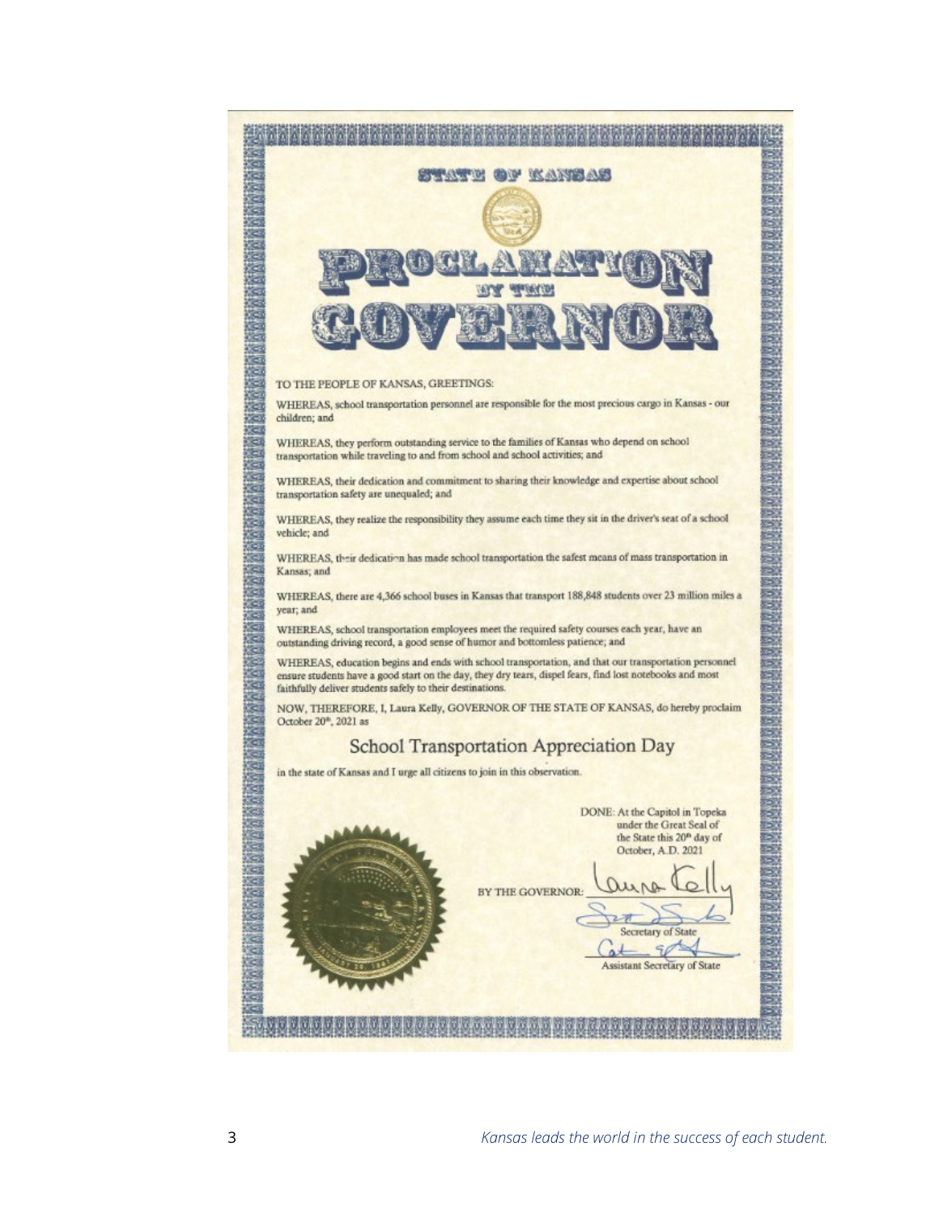# STATE OF KANSAS

# PROCLAMATION BY THE GOVERNOR

TO THE PEOPLE OF KANSAS, GREETINGS:

WHEREAS, school transportation personnel are responsible for the most precious cargo in Kansas - our children; and

WHEREAS, they perform outstanding service to the families of Kansas who depend on school transportation while traveling to and from school and school activities; and

WHEREAS, their dedication and commitment to sharing their knowledge and expertise about school transportation safety are unequaled; and

WHEREAS, they realize the responsibility they assume each time they sit in the driver's seat of a school vehicle; and

WHEREAS, their dedication has made school transportation the safest means of mass transportation in Kansas; and

WHEREAS, there are 4,366 school buses in Kansas that transport 188,848 students over 23 million miles a year; and

WHEREAS, school transportation employees meet the required safety courses each year, have an outstanding driving record, a good sense of humor and bottomless patience; and

WHEREAS, education begins and ends with school transportation, and that our transportation personnel ensure students have a good start on the day, they dry tears, dispel fears, find lost notebooks and most faithfully deliver students safely to their destinations.

NOW, THEREFORE, I, Laura Kelly, GOVERNOR OF THE STATE OF KANSAS, do hereby proclaim October 20th, 2021 as

## School Transportation Appreciation Day

in the state of Kansas and I urge all citizens to join in this observation.

DONE: At the Capitol in Topeka under the Great Seal of the State this 20th day of October, A.D. 2021

BY THE GOVERNOR: Laura Kelly

Secretary of State

Assistant Secretary of State

*Kansas leads the world in the success of each student.*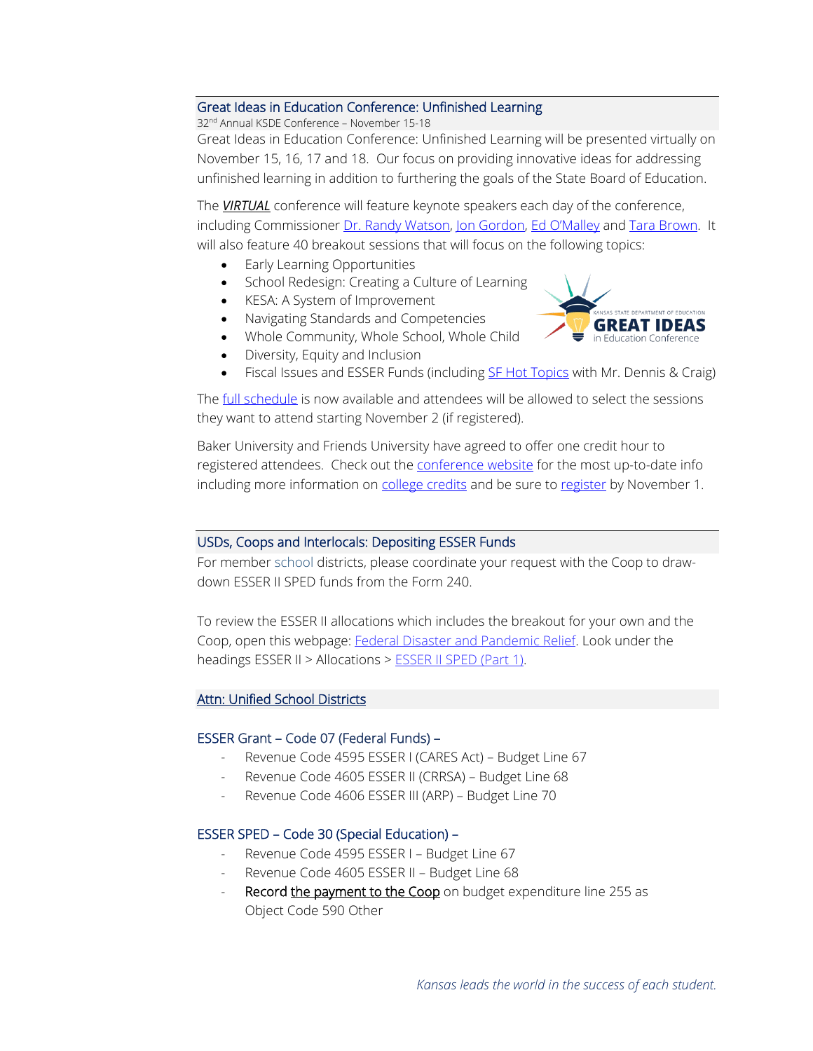## Great Ideas in Education Conference: Unfinished Learning

32nd Annual KSDE Conference – November 15-18

Great Ideas in Education Conference: Unfinished Learning will be presented virtually on November 15, 16, 17 and 18. Our focus on providing innovative ideas for addressing unfinished learning in addition to furthering the goals of the State Board of Education.

The ***VIRTUAL*** conference will feature keynote speakers each day of the conference, including Commissioner Dr. Randy Watson, Jon Gordon, Ed O'Malley and Tara Brown. It will also feature 40 breakout sessions that will focus on the following topics:

- Early Learning Opportunities
- School Redesign: Creating a Culture of Learning
- KESA: A System of Improvement
- Navigating Standards and Competencies
- Whole Community, Whole School, Whole Child
- Diversity, Equity and Inclusion
- Fiscal Issues and ESSER Funds (including SF Hot Topics with Mr. Dennis & Craig)

The full schedule is now available and attendees will be allowed to select the sessions they want to attend starting November 2 (if registered).

Baker University and Friends University have agreed to offer one credit hour to registered attendees. Check out the conference website for the most up-to-date info including more information on college credits and be sure to register by November 1.

## USDs, Coops and Interlocals: Depositing ESSER Funds

For member school districts, please coordinate your request with the Coop to draw-down ESSER II SPED funds from the Form 240.

To review the ESSER II allocations which includes the breakout for your own and the Coop, open this webpage: Federal Disaster and Pandemic Relief. Look under the headings ESSER II > Allocations > ESSER II SPED (Part 1).

## Attn: Unified School Districts

### ESSER Grant – Code 07 (Federal Funds) –

- Revenue Code 4595 ESSER I (CARES Act) – Budget Line 67
- Revenue Code 4605 ESSER II (CRRSA) – Budget Line 68
- Revenue Code 4606 ESSER III (ARP) – Budget Line 70

### ESSER SPED – Code 30 (Special Education) –

- Revenue Code 4595 ESSER I – Budget Line 67
- Revenue Code 4605 ESSER II – Budget Line 68
- Record the payment to the Coop on budget expenditure line 255 as Object Code 590 Other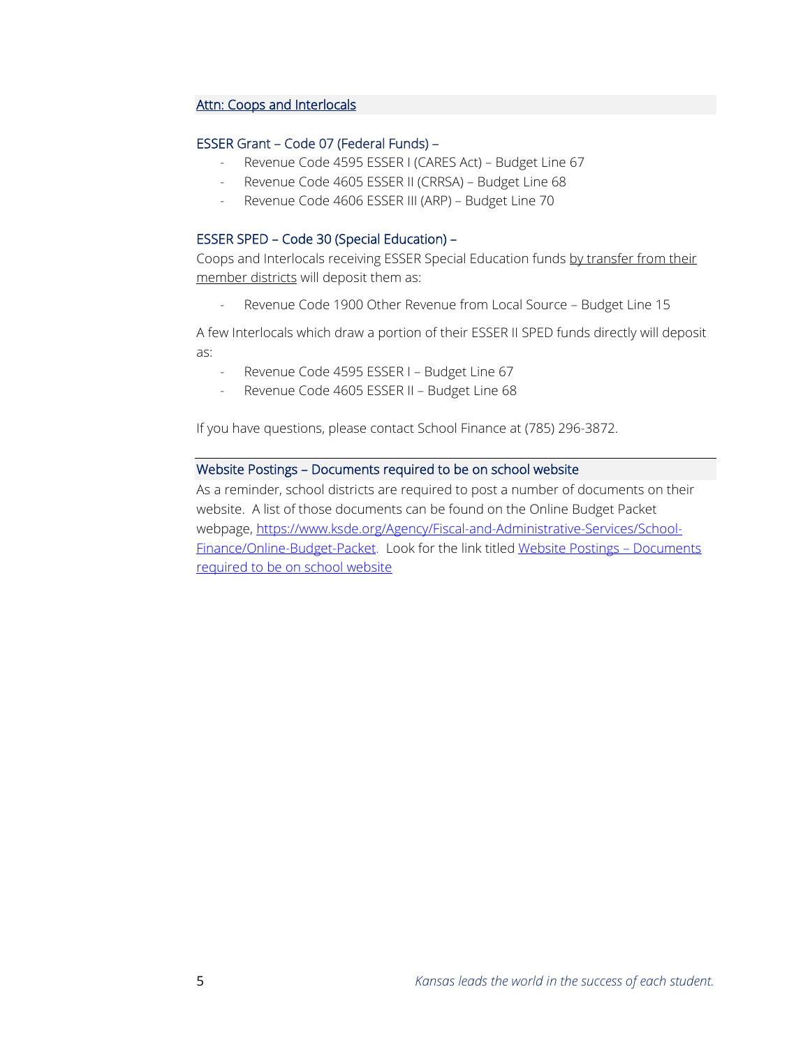## Attn: Coops and Interlocals

### ESSER Grant – Code 07 (Federal Funds) –

- Revenue Code 4595 ESSER I (CARES Act) – Budget Line 67
- Revenue Code 4605 ESSER II (CRRSA) – Budget Line 68
- Revenue Code 4606 ESSER III (ARP) – Budget Line 70

### ESSER SPED – Code 30 (Special Education) –

Coops and Interlocals receiving ESSER Special Education funds by transfer from their member districts will deposit them as:

- Revenue Code 1900 Other Revenue from Local Source – Budget Line 15

A few Interlocals which draw a portion of their ESSER II SPED funds directly will deposit as:

- Revenue Code 4595 ESSER I – Budget Line 67
- Revenue Code 4605 ESSER II – Budget Line 68

If you have questions, please contact School Finance at (785) 296-3872.

## Website Postings – Documents required to be on school website

As a reminder, school districts are required to post a number of documents on their website. A list of those documents can be found on the Online Budget Packet webpage, https://www.ksde.org/Agency/Fiscal-and-Administrative-Services/School-Finance/Online-Budget-Packet. Look for the link titled Website Postings – Documents required to be on school website